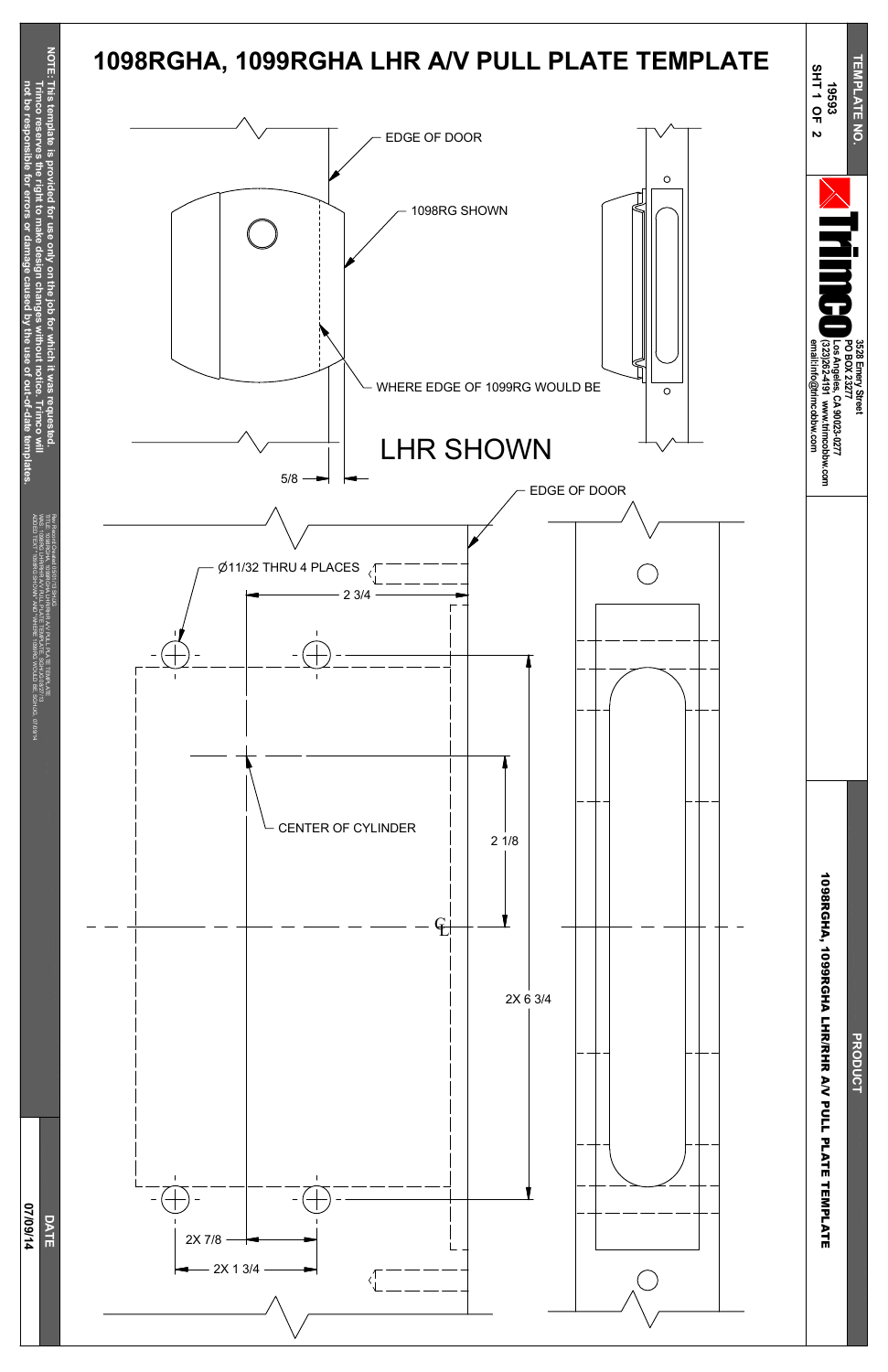# 1098RGHA, 1099RGHA LHR A/V PULL PLATE TEMPLATE

EDGE OF DOOR

1098RG SHOWN

WHERE EDGE OF 1099RG WOULD BE

LHR SHOWN

5/8

EDGE OF DOOR

Ø11/32 THRU 4 PLACES

2 3/4

CENTER OF CYLINDER

2 1/8

2X 6 3/4

2X 7/8

2X 1 3/4

**TEMPLATE NO.** 19593 SHT 1 OF 2

**Trimco**
3528 Emery Street
PO BOX 23277
Los Angeles, CA 90023-0277
(323)262-4191 www.trimcobbw.com
email:info@trimcobbw.com

**PRODUCT**
1098RGHA, 1099RGHA LHR/RHR A/V PULL PLATE TEMPLATE

**NOTE: This template is provided for use only on the job for which it was requested. Trimco reserves the right to make design changes without notice. Trimco will not be responsible for errors or damage caused by the use of out-of-date templates.**

**DATE** 07/09/14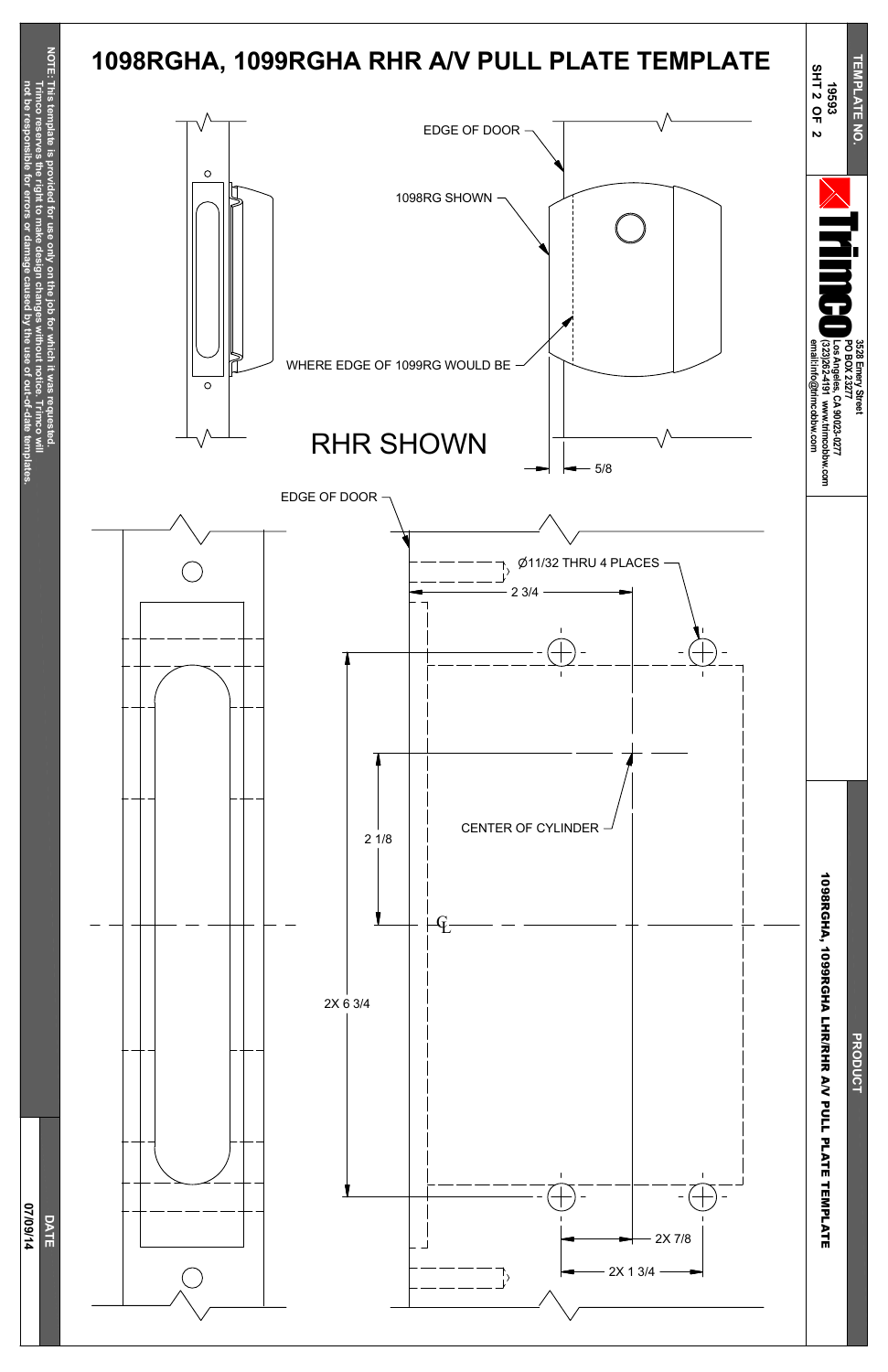# 1098RGHA, 1099RGHA RHR A/V PULL PLATE TEMPLATE

EDGE OF DOOR

1098RG SHOWN

WHERE EDGE OF 1099RG WOULD BE

RHR SHOWN

5/8

EDGE OF DOOR

Ø11/32 THRU 4 PLACES

2 3/4

CENTER OF CYLINDER

2 1/8

℄

2X 6 3/4

2X 7/8

2X 1 3/4

NOTE: This template is provided for use only on the job for which it was requested. Trimco reserves the right to make design changes without notice. Trimco will not be responsible for errors or damage caused by the use of out-of-date templates.

DATE
07/09/14

TEMPLATE NO.
19593
SHT 2 OF 2

Trimco
3528 Emery Street
PO BOX 23277
Los Angeles, CA 90023-0277
(323)262-4191 www.trimcobbw.com
email:info@trimcobbw.com

PRODUCT
1098RGHA, 1099RGHA LHR/RHR A/V PULL PLATE TEMPLATE